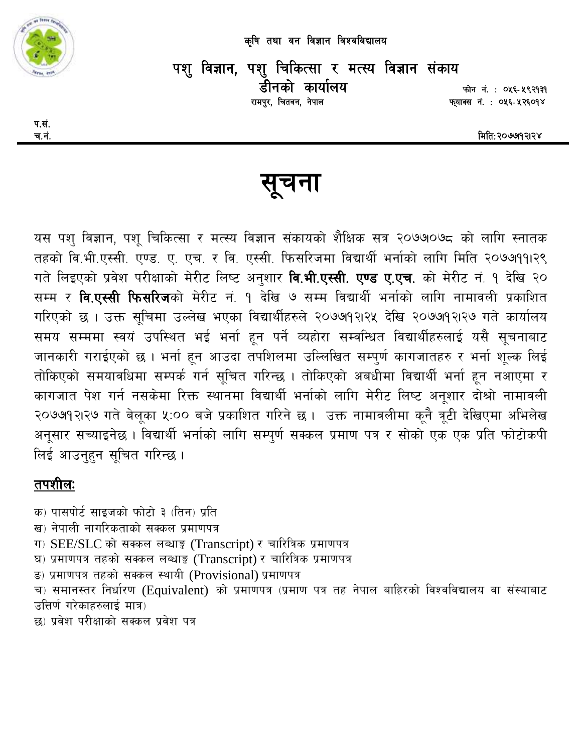कृषि तथा वन विज्ञान विश्वविद्यालय

## पशु विज्ञान, पशु चिकित्सा र मत्स्य विज्ञान संकाय

### डीनको कार्यालय

रामपुर, चितवन, नेपाल

फोन नं. : ०५६-५९२१३१
फ्याक्स नं. : ०५६-५२६०१४

प.सं.
च.नं.

मिति:२०७७।१२।२४

# सूचना

यस पशु विज्ञान, पशू चिकित्सा र मत्स्य विज्ञान संकायको शैक्षिक सत्र २०७७।०७८ को लागि स्नातक तहको वि.भी.एस्सी. एण्ड. ए. एच. र वि. एस्सी. फिसरिजमा विद्यार्थी भर्नाको लागि मिति २०७७।११।२९ गते लिइएको प्रवेश परीक्षाको मेरीट लिष्ट अनुशार **वि.भी.एस्सी. एण्ड ए.एच.** को मेरीट नं. १ देखि २० सम्म र **वि.एस्सी फिसरिज**को मेरीट नं. १ देखि ७ सम्म विद्यार्थी भर्नाको लागि नामावली प्रकाशित गरिएको छ । उक्त सूचिमा उल्लेख भएका विद्यार्थीहरुले २०७७।१२।२५ देखि २०७७।१२।२७ गते कार्यालय समय सम्ममा स्वयं उपस्थित भई भर्ना हून पर्ने व्यहोरा सम्वन्धित विद्यार्थीहरुलाई यसै सूचनाबाट जानकारी गराईएको छ । भर्ना हून आउदा तपशिलमा उल्लिखित सम्पुर्ण कागजातहरु र भर्ना शूल्क लिई तोकिएको समयावधिमा सम्पर्क गर्न सूचित गरिन्छ । तोकिएको अबधीमा विद्यार्थी भर्ना हून नआएमा र कागजात पेश गर्न नसकेमा रिक्त स्थानमा विद्यार्थी भर्नाको लागि मेरीट लिष्ट अनूशार दोश्रो नामावली २०७७।१२।२७ गते बेलूका ५:०० बजे प्रकाशित गरिने छ । उक्त नामावलीमा कूनै त्रूटी देखिएमा अभिलेख अनूसार सच्याइनेछ । विद्यार्थी भर्नाको लागि सम्पुर्ण सक्कल प्रमाण पत्र र सोको एक एक प्रति फोटोकपी लिई आउनुहुन सूचित गरिन्छ ।

## तपशील:

क) पासपोर्ट साइजको फोटो ३ (तिन) प्रति
ख) नेपाली नागरिकताको सक्कल प्रमाणपत्र
ग) SEE/SLC को सक्कल लब्धाङ्क (Transcript) र चारित्रिक प्रमाणपत्र
घ) प्रमाणपत्र तहको सक्कल लब्धाङ्क (Transcript) र चारित्रिक प्रमाणपत्र
ङ) प्रमाणपत्र तहको सक्कल स्थायी (Provisional) प्रमाणपत्र
च) समानस्तर निर्धारण (Equivalent) को प्रमाणपत्र (प्रमाण पत्र तह नेपाल बाहिरको विश्वविद्यालय वा संस्थाबाट उत्तिर्ण गरेकाहरुलाई मात्र)
छ) प्रवेश परीक्षाको सक्कल प्रवेश पत्र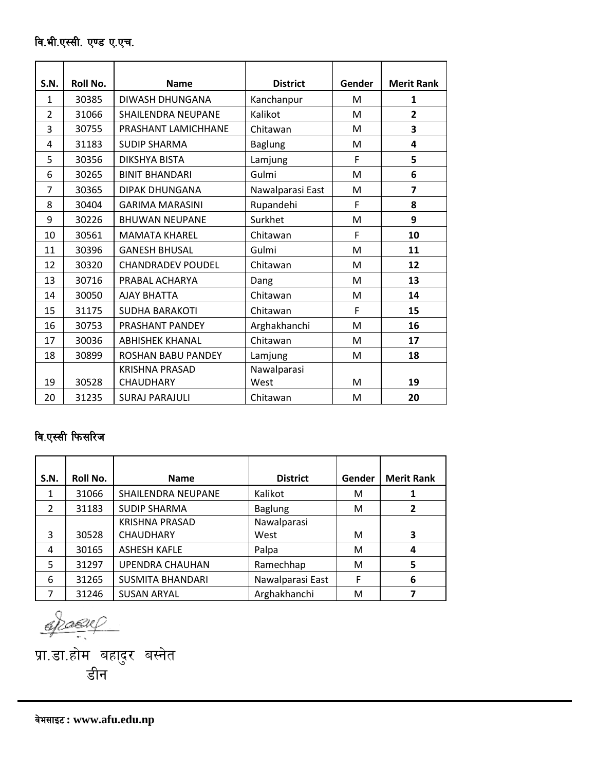### वि.भी.एस्सी. एण्ड ए.एच.

| S.N. | Roll No. | Name | District | Gender | Merit Rank |
|---|---|---|---|---|---|
| 1 | 30385 | DIWASH DHUNGANA | Kanchanpur | M | **1** |
| 2 | 31066 | SHAILENDRA NEUPANE | Kalikot | M | **2** |
| 3 | 30755 | PRASHANT LAMICHHANE | Chitawan | M | **3** |
| 4 | 31183 | SUDIP SHARMA | Baglung | M | **4** |
| 5 | 30356 | DIKSHYA BISTA | Lamjung | F | **5** |
| 6 | 30265 | BINIT BHANDARI | Gulmi | M | **6** |
| 7 | 30365 | DIPAK DHUNGANA | Nawalparasi East | M | **7** |
| 8 | 30404 | GARIMA MARASINI | Rupandehi | F | **8** |
| 9 | 30226 | BHUWAN NEUPANE | Surkhet | M | **9** |
| 10 | 30561 | MAMATA KHAREL | Chitawan | F | **10** |
| 11 | 30396 | GANESH BHUSAL | Gulmi | M | **11** |
| 12 | 30320 | CHANDRADEV POUDEL | Chitawan | M | **12** |
| 13 | 30716 | PRABAL ACHARYA | Dang | M | **13** |
| 14 | 30050 | AJAY BHATTA | Chitawan | M | **14** |
| 15 | 31175 | SUDHA BARAKOTI | Chitawan | F | **15** |
| 16 | 30753 | PRASHANT PANDEY | Arghakhanchi | M | **16** |
| 17 | 30036 | ABHISHEK KHANAL | Chitawan | M | **17** |
| 18 | 30899 | ROSHAN BABU PANDEY | Lamjung | M | **18** |
| 19 | 30528 | KRISHNA PRASAD CHAUDHARY | Nawalparasi West | M | **19** |
| 20 | 31235 | SURAJ PARAJULI | Chitawan | M | **20** |

### वि.एस्सी फिसरिज

| S.N. | Roll No. | Name | District | Gender | Merit Rank |
|---|---|---|---|---|---|
| 1 | 31066 | SHAILENDRA NEUPANE | Kalikot | M | **1** |
| 2 | 31183 | SUDIP SHARMA | Baglung | M | **2** |
| 3 | 30528 | KRISHNA PRASAD CHAUDHARY | Nawalparasi West | M | **3** |
| 4 | 30165 | ASHESH KAFLE | Palpa | M | **4** |
| 5 | 31297 | UPENDRA CHAUHAN | Ramechhap | M | **5** |
| 6 | 31265 | SUSMITA BHANDARI | Nawalparasi East | F | **6** |
| 7 | 31246 | SUSAN ARYAL | Arghakhanchi | M | **7** |

प्रा.डा.होम बहादुर बस्नेत
डीन

वेभसाइट : www.afu.edu.np